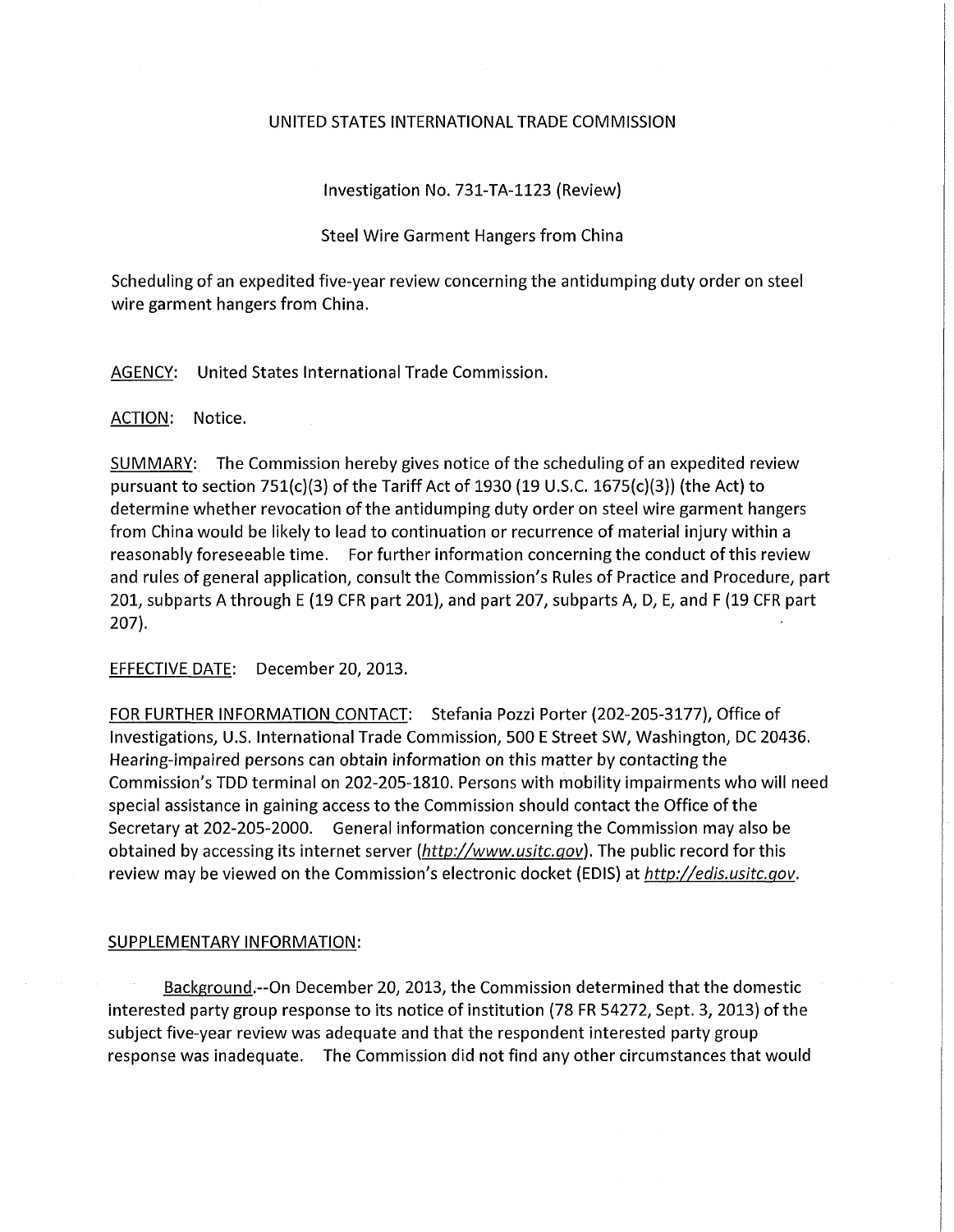UNITED STATES INTERNATIONAL TRADE COMMISSION

Investigation No. 731-TA-1123 (Review)

Steel Wire Garment Hangers from China

Scheduling of an expedited five-year review concerning the antidumping duty order on steel wire garment hangers from China.

AGENCY: United States International Trade Commission.

ACTION: Notice.

SUMMARY: The Commission hereby gives notice of the scheduling of an expedited review pursuant to section 751(c)(3) of the Tariff Act of 1930 (19 U.S.C. 1675(c)(3)) (the Act) to determine whether revocation of the antidumping duty order on steel wire garment hangers from China would be likely to lead to continuation or recurrence of material injury within a reasonably foreseeable time. For further information concerning the conduct of this review and rules of general application, consult the Commission's Rules of Practice and Procedure, part 201, subparts A through E (19 CFR part 201), and part 207, subparts A, D, E, and F (19 CFR part 207).

EFFECTIVE DATE: December 20, 2013.

FOR FURTHER INFORMATION CONTACT: Stefania Pozzi Porter (202-205-3177), Office of Investigations, U.S. International Trade Commission, 500 E Street SW, Washington, DC 20436. Hearing-impaired persons can obtain information on this matter by contacting the Commission's TDD terminal on 202-205-1810. Persons with mobility impairments who will need special assistance in gaining access to the Commission should contact the Office of the Secretary at 202-205-2000. General information concerning the Commission may also be obtained by accessing its internet server (*http://www.usitc.gov*). The public record for this review may be viewed on the Commission's electronic docket (EDIS) at *http://edis.usitc.gov*.

SUPPLEMENTARY INFORMATION:

Background.--On December 20, 2013, the Commission determined that the domestic interested party group response to its notice of institution (78 FR 54272, Sept. 3, 2013) of the subject five-year review was adequate and that the respondent interested party group response was inadequate. The Commission did not find any other circumstances that would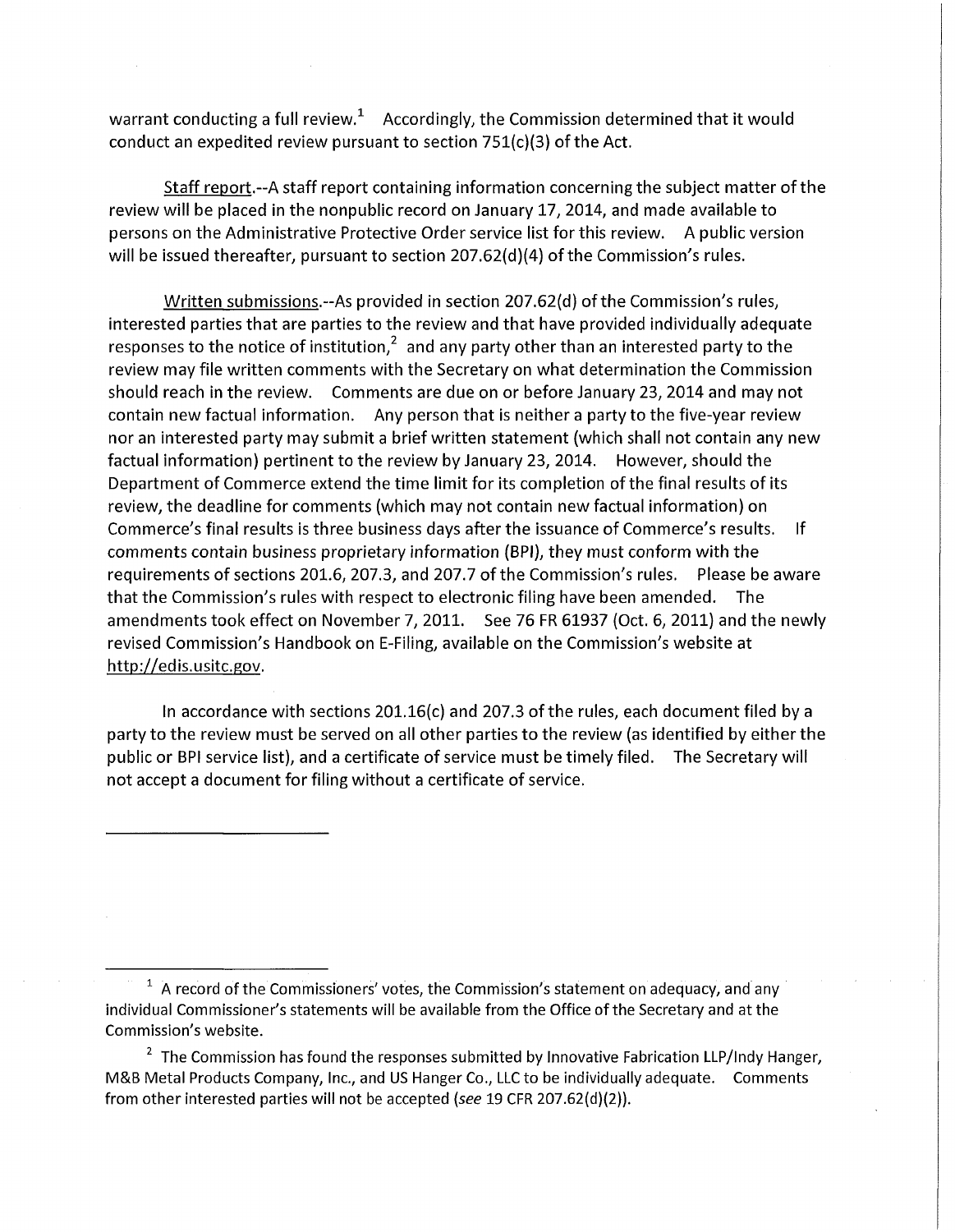warrant conducting a full review.[1] Accordingly, the Commission determined that it would conduct an expedited review pursuant to section 751(c)(3) of the Act.

Staff report.--A staff report containing information concerning the subject matter of the review will be placed in the nonpublic record on January 17, 2014, and made available to persons on the Administrative Protective Order service list for this review. A public version will be issued thereafter, pursuant to section 207.62(d)(4) of the Commission's rules.

Written submissions.--As provided in section 207.62(d) of the Commission's rules, interested parties that are parties to the review and that have provided individually adequate responses to the notice of institution,[2] and any party other than an interested party to the review may file written comments with the Secretary on what determination the Commission should reach in the review. Comments are due on or before January 23, 2014 and may not contain new factual information. Any person that is neither a party to the five-year review nor an interested party may submit a brief written statement (which shall not contain any new factual information) pertinent to the review by January 23, 2014. However, should the Department of Commerce extend the time limit for its completion of the final results of its review, the deadline for comments (which may not contain new factual information) on Commerce's final results is three business days after the issuance of Commerce's results. If comments contain business proprietary information (BPI), they must conform with the requirements of sections 201.6, 207.3, and 207.7 of the Commission's rules. Please be aware that the Commission's rules with respect to electronic filing have been amended. The amendments took effect on November 7, 2011. See 76 FR 61937 (Oct. 6, 2011) and the newly revised Commission's Handbook on E-Filing, available on the Commission's website at http://edis.usitc.gov.

In accordance with sections 201.16(c) and 207.3 of the rules, each document filed by a party to the review must be served on all other parties to the review (as identified by either the public or BPI service list), and a certificate of service must be timely filed. The Secretary will not accept a document for filing without a certificate of service.

---

[1] A record of the Commissioners' votes, the Commission's statement on adequacy, and any individual Commissioner's statements will be available from the Office of the Secretary and at the Commission's website.

[2] The Commission has found the responses submitted by Innovative Fabrication LLP/Indy Hanger, M&B Metal Products Company, Inc., and US Hanger Co., LLC to be individually adequate. Comments from other interested parties will not be accepted (*see* 19 CFR 207.62(d)(2)).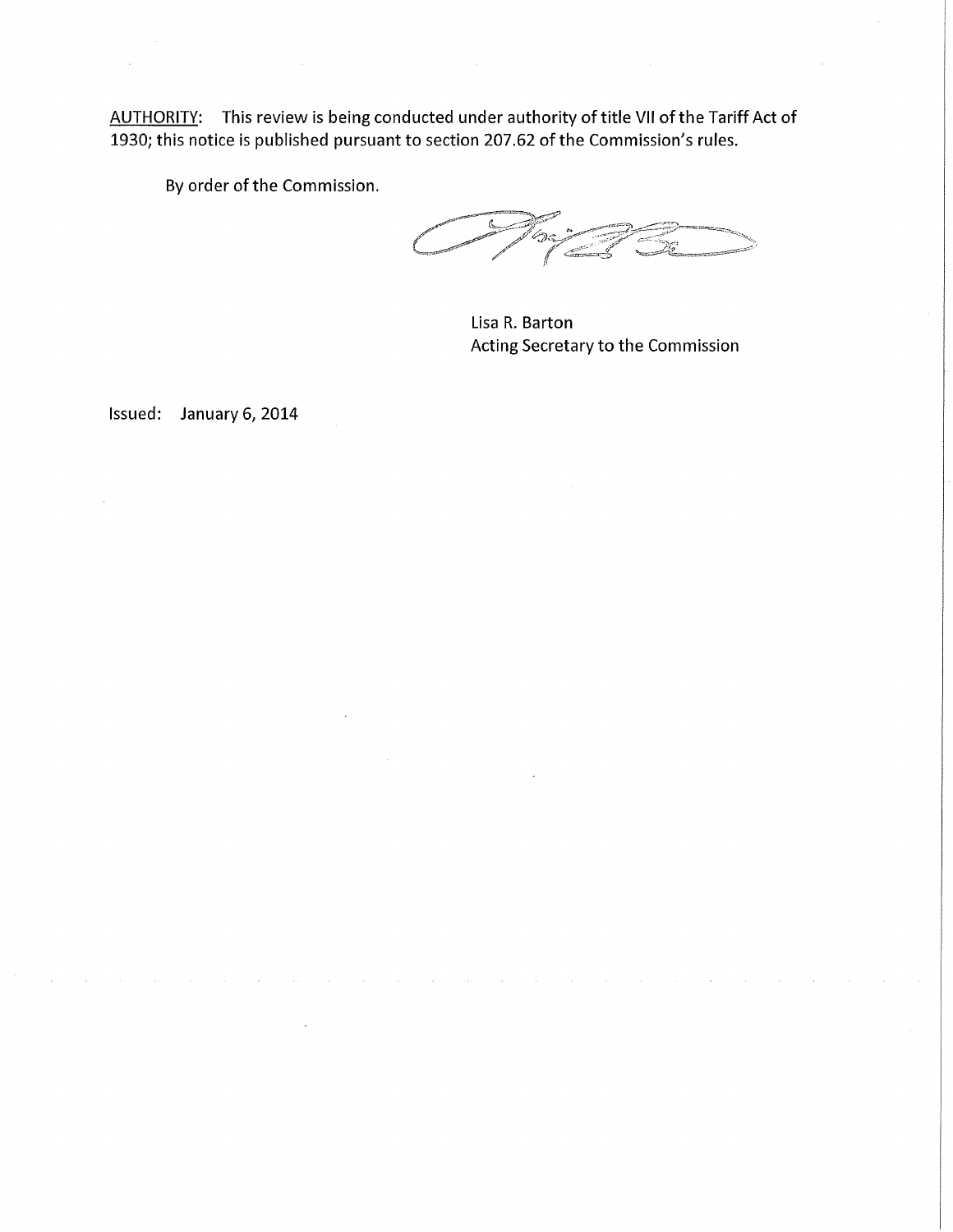<u>AUTHORITY</u>: This review is being conducted under authority of title VII of the Tariff Act of 1930; this notice is published pursuant to section 207.62 of the Commission's rules.

By order of the Commission.

Lisa R. Barton
Acting Secretary to the Commission

Issued: January 6, 2014